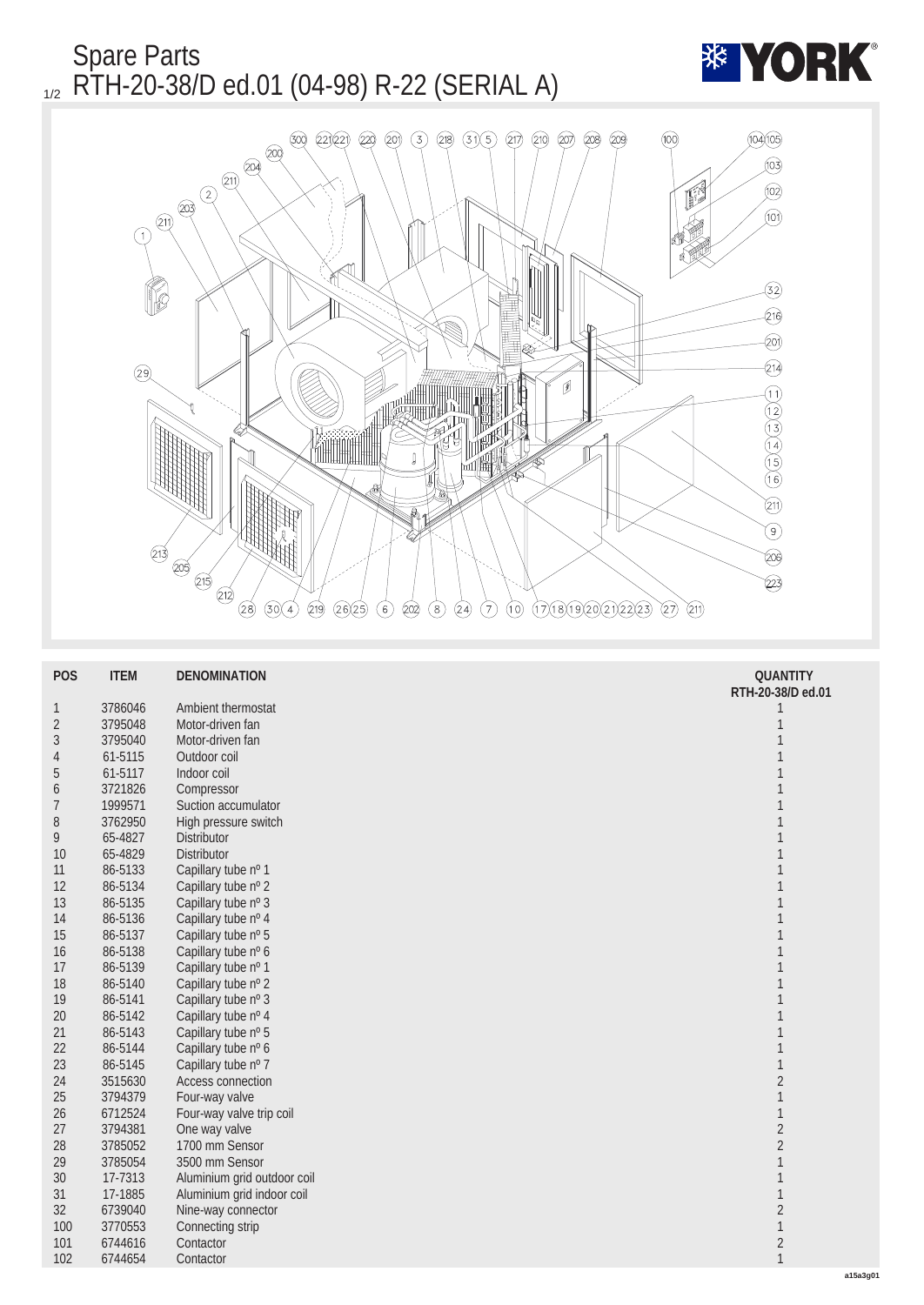# Spare Parts

## RTH-20-38/D ed.01 (04-98) R-22 (SERIAL A)

| POS | ITEM | DENOMINATION | QUANTITY RTH-20-38/D ed.01 |
|---|---|---|---|
| 1 | 3786046 | Ambient thermostat | 1 |
| 2 | 3795048 | Motor-driven fan | 1 |
| 3 | 3795040 | Motor-driven fan | 1 |
| 4 | 61-5115 | Outdoor coil | 1 |
| 5 | 61-5117 | Indoor coil | 1 |
| 6 | 3721826 | Compressor | 1 |
| 7 | 1999571 | Suction accumulator | 1 |
| 8 | 3762950 | High pressure switch | 1 |
| 9 | 65-4827 | Distributor | 1 |
| 10 | 65-4829 | Distributor | 1 |
| 11 | 86-5133 | Capillary tube nº 1 | 1 |
| 12 | 86-5134 | Capillary tube nº 2 | 1 |
| 13 | 86-5135 | Capillary tube nº 3 | 1 |
| 14 | 86-5136 | Capillary tube nº 4 | 1 |
| 15 | 86-5137 | Capillary tube nº 5 | 1 |
| 16 | 86-5138 | Capillary tube nº 6 | 1 |
| 17 | 86-5139 | Capillary tube nº 1 | 1 |
| 18 | 86-5140 | Capillary tube nº 2 | 1 |
| 19 | 86-5141 | Capillary tube nº 3 | 1 |
| 20 | 86-5142 | Capillary tube nº 4 | 1 |
| 21 | 86-5143 | Capillary tube nº 5 | 1 |
| 22 | 86-5144 | Capillary tube nº 6 | 1 |
| 23 | 86-5145 | Capillary tube nº 7 | 1 |
| 24 | 3515630 | Access connection | 2 |
| 25 | 3794379 | Four-way valve | 1 |
| 26 | 6712524 | Four-way valve trip coil | 1 |
| 27 | 3794381 | One way valve | 2 |
| 28 | 3785052 | 1700 mm Sensor | 2 |
| 29 | 3785054 | 3500 mm Sensor | 1 |
| 30 | 17-7313 | Aluminium grid outdoor coil | 1 |
| 31 | 17-1885 | Aluminium grid indoor coil | 1 |
| 32 | 6739040 | Nine-way connector | 2 |
| 100 | 3770553 | Connecting strip | 1 |
| 101 | 6744616 | Contactor | 2 |
| 102 | 6744654 | Contactor | 1 |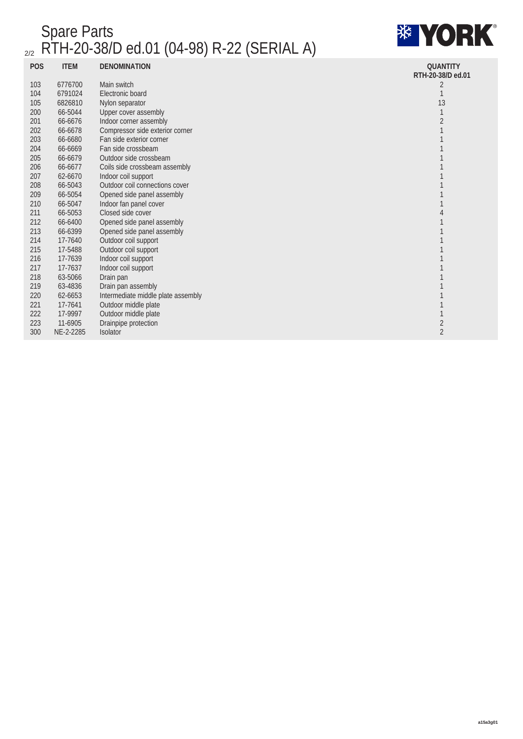# Spare Parts

## RTH-20-38/D ed.01 (04-98) R-22 (SERIAL A)

| POS | ITEM | DENOMINATION | QUANTITY RTH-20-38/D ed.01 |
|---|---|---|---|
| 103 | 6776700 | Main switch | 2 |
| 104 | 6791024 | Electronic board | 1 |
| 105 | 6826810 | Nylon separator | 13 |
| 200 | 66-5044 | Upper cover assembly | 1 |
| 201 | 66-6676 | Indoor corner assembly | 2 |
| 202 | 66-6678 | Compressor side exterior corner | 1 |
| 203 | 66-6680 | Fan side exterior corner | 1 |
| 204 | 66-6669 | Fan side crossbeam | 1 |
| 205 | 66-6679 | Outdoor side crossbeam | 1 |
| 206 | 66-6677 | Coils side crossbeam assembly | 1 |
| 207 | 62-6670 | Indoor coil support | 1 |
| 208 | 66-5043 | Outdoor coil connections cover | 1 |
| 209 | 66-5054 | Opened side panel assembly | 1 |
| 210 | 66-5047 | Indoor fan panel cover | 1 |
| 211 | 66-5053 | Closed side cover | 4 |
| 212 | 66-6400 | Opened side panel assembly | 1 |
| 213 | 66-6399 | Opened side panel assembly | 1 |
| 214 | 17-7640 | Outdoor coil support | 1 |
| 215 | 17-5488 | Outdoor coil support | 1 |
| 216 | 17-7639 | Indoor coil support | 1 |
| 217 | 17-7637 | Indoor coil support | 1 |
| 218 | 63-5066 | Drain pan | 1 |
| 219 | 63-4836 | Drain pan assembly | 1 |
| 220 | 62-6653 | Intermediate middle plate assembly | 1 |
| 221 | 17-7641 | Outdoor middle plate | 1 |
| 222 | 17-9997 | Outdoor middle plate | 1 |
| 223 | 11-6905 | Drainpipe protection | 2 |
| 300 | NE-2-2285 | Isolator | 2 |

a15a3g01